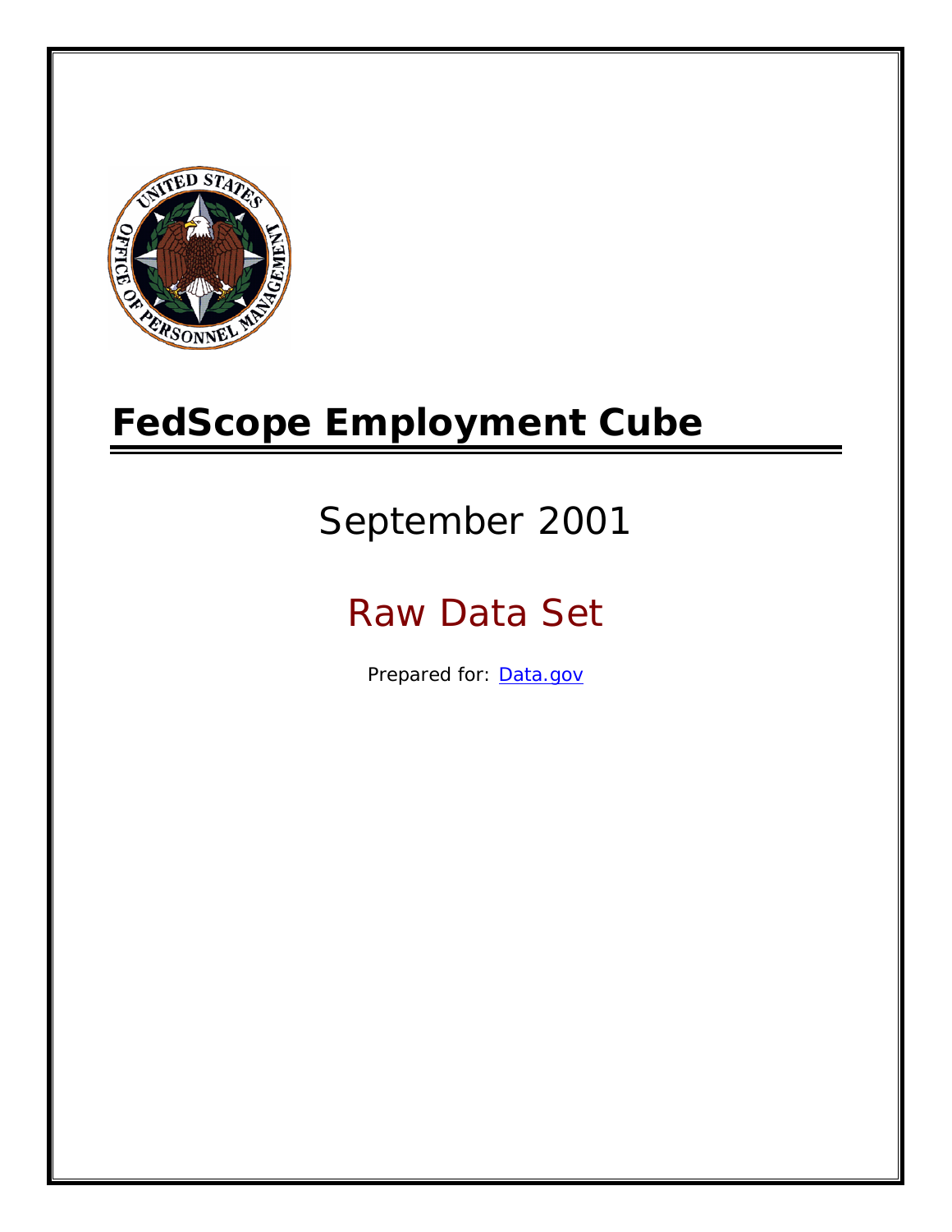# FedScope Employment Cube

September 2001

Raw Data Set

Prepared for: [Data.gov](Data.gov)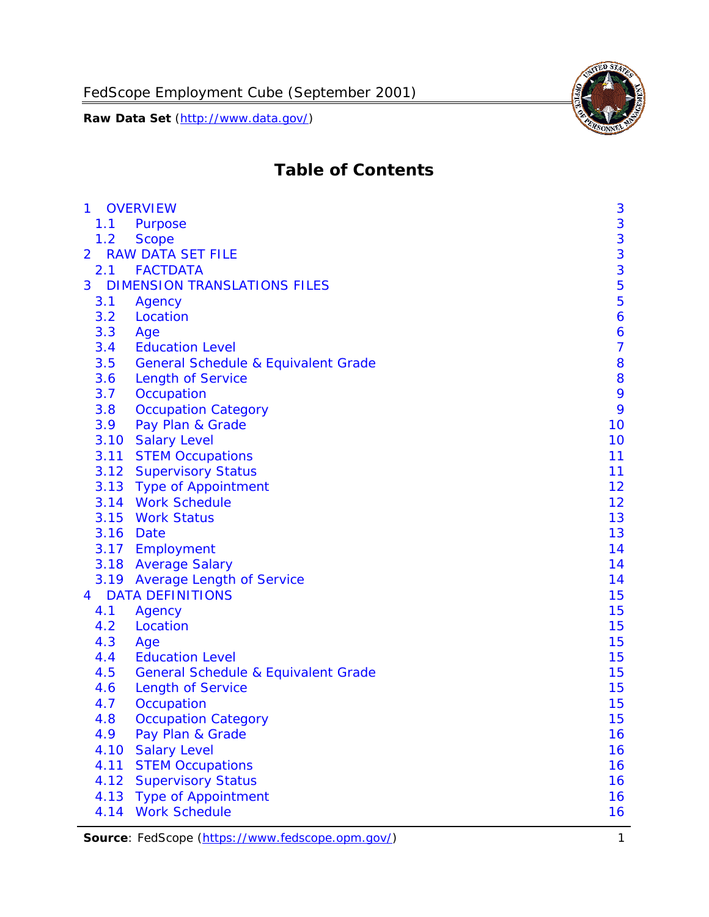# Table of Contents

| | | |
|---|---|---|
| 1 | OVERVIEW | 3 |
| 1.1 | Purpose | 3 |
| 1.2 | Scope | 3 |
| 2 | RAW DATA SET FILE | 3 |
| 2.1 | FACTDATA | 3 |
| 3 | DIMENSION TRANSLATIONS FILES | 5 |
| 3.1 | Agency | 5 |
| 3.2 | Location | 6 |
| 3.3 | Age | 6 |
| 3.4 | Education Level | 7 |
| 3.5 | General Schedule & Equivalent Grade | 8 |
| 3.6 | Length of Service | 8 |
| 3.7 | Occupation | 9 |
| 3.8 | Occupation Category | 9 |
| 3.9 | Pay Plan & Grade | 10 |
| 3.10 | Salary Level | 10 |
| 3.11 | STEM Occupations | 11 |
| 3.12 | Supervisory Status | 11 |
| 3.13 | Type of Appointment | 12 |
| 3.14 | Work Schedule | 12 |
| 3.15 | Work Status | 13 |
| 3.16 | Date | 13 |
| 3.17 | Employment | 14 |
| 3.18 | Average Salary | 14 |
| 3.19 | Average Length of Service | 14 |
| 4 | DATA DEFINITIONS | 15 |
| 4.1 | Agency | 15 |
| 4.2 | Location | 15 |
| 4.3 | Age | 15 |
| 4.4 | Education Level | 15 |
| 4.5 | General Schedule & Equivalent Grade | 15 |
| 4.6 | Length of Service | 15 |
| 4.7 | Occupation | 15 |
| 4.8 | Occupation Category | 15 |
| 4.9 | Pay Plan & Grade | 16 |
| 4.10 | Salary Level | 16 |
| 4.11 | STEM Occupations | 16 |
| 4.12 | Supervisory Status | 16 |
| 4.13 | Type of Appointment | 16 |
| 4.14 | Work Schedule | 16 |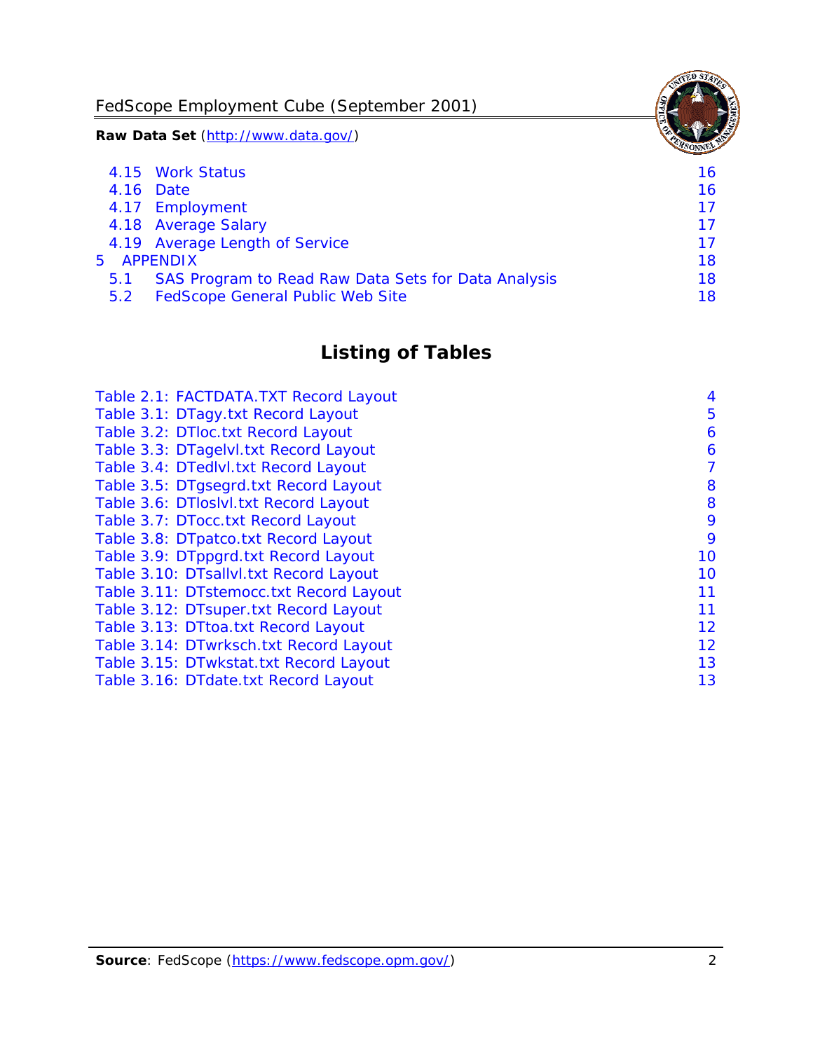4.15 Work Status 16
4.16 Date 16
4.17 Employment 17
4.18 Average Salary 17
4.19 Average Length of Service 17

5 APPENDIX 18

5.1 SAS Program to Read Raw Data Sets for Data Analysis 18
5.2 FedScope General Public Web Site 18

## Listing of Tables

Table 2.1: FACTDATA.TXT Record Layout 4
Table 3.1: DTagy.txt Record Layout 5
Table 3.2: DTloc.txt Record Layout 6
Table 3.3: DTagelvl.txt Record Layout 6
Table 3.4: DTedlvl.txt Record Layout 7
Table 3.5: DTgsegrd.txt Record Layout 8
Table 3.6: DTloslvl.txt Record Layout 8
Table 3.7: DTocc.txt Record Layout 9
Table 3.8: DTpatco.txt Record Layout 9
Table 3.9: DTppgrd.txt Record Layout 10
Table 3.10: DTsallvl.txt Record Layout 10
Table 3.11: DTstemocc.txt Record Layout 11
Table 3.12: DTsuper.txt Record Layout 11
Table 3.13: DTtoa.txt Record Layout 12
Table 3.14: DTwrksch.txt Record Layout 12
Table 3.15: DTwkstat.txt Record Layout 13
Table 3.16: DTdate.txt Record Layout 13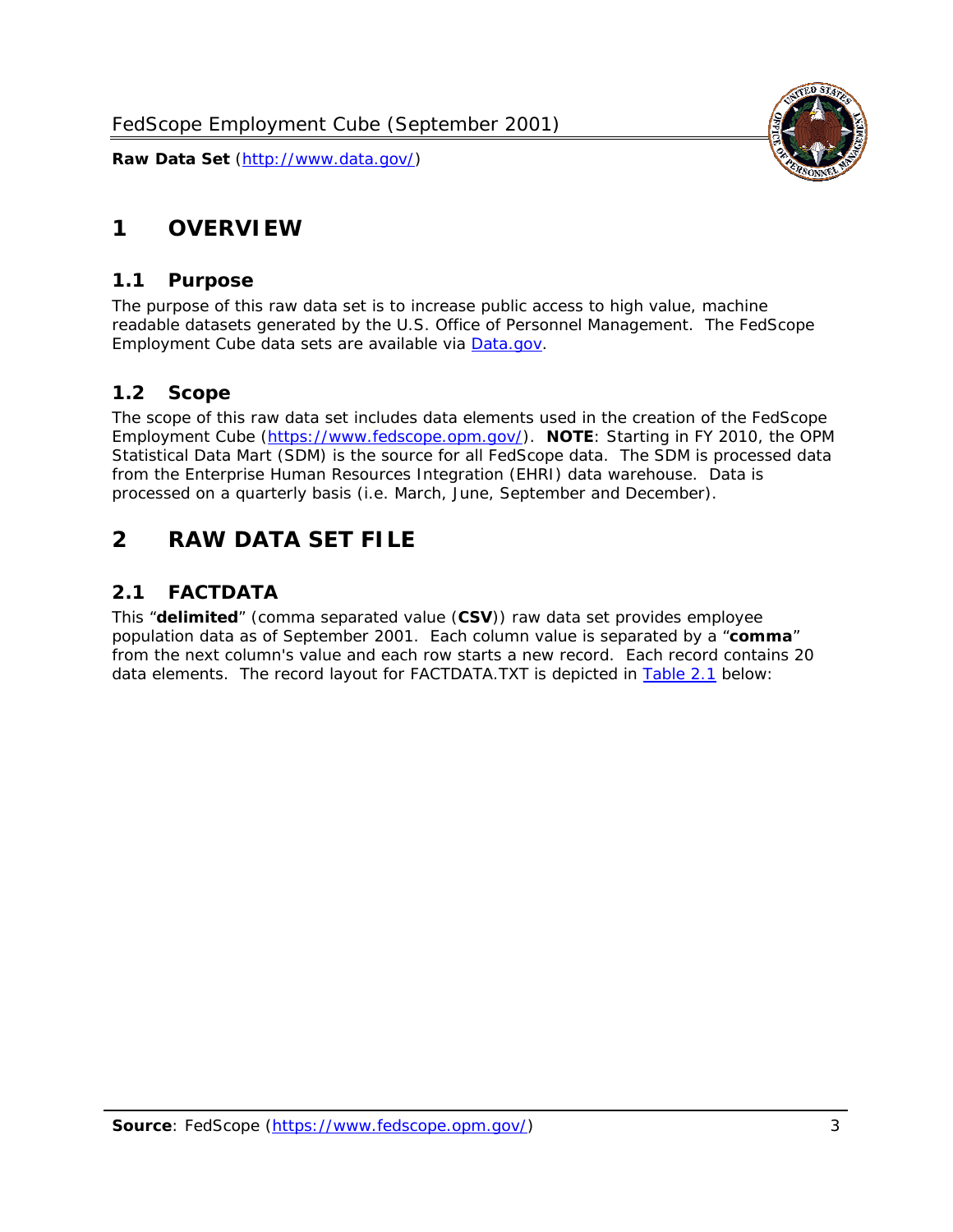# 1 OVERVIEW

## 1.1 Purpose

The purpose of this raw data set is to increase public access to high value, machine readable datasets generated by the U.S. Office of Personnel Management. The FedScope Employment Cube data sets are available via [Data.gov](http://www.data.gov/).

## 1.2 Scope

The scope of this raw data set includes data elements used in the creation of the FedScope Employment Cube ([https://www.fedscope.opm.gov/](https://www.fedscope.opm.gov/)). **NOTE**: Starting in FY 2010, the OPM Statistical Data Mart (SDM) is the source for all FedScope data. The SDM is processed data from the Enterprise Human Resources Integration (EHRI) data warehouse. Data is processed on a quarterly basis (i.e. March, June, September and December).

# 2 RAW DATA SET FILE

## 2.1 FACTDATA

This "**delimited**" (comma separated value (**CSV**)) raw data set provides employee population data as of September 2001. Each column value is separated by a "**comma**" from the next column's value and each row starts a new record. Each record contains 20 data elements. The record layout for FACTDATA.TXT is depicted in Table 2.1 below: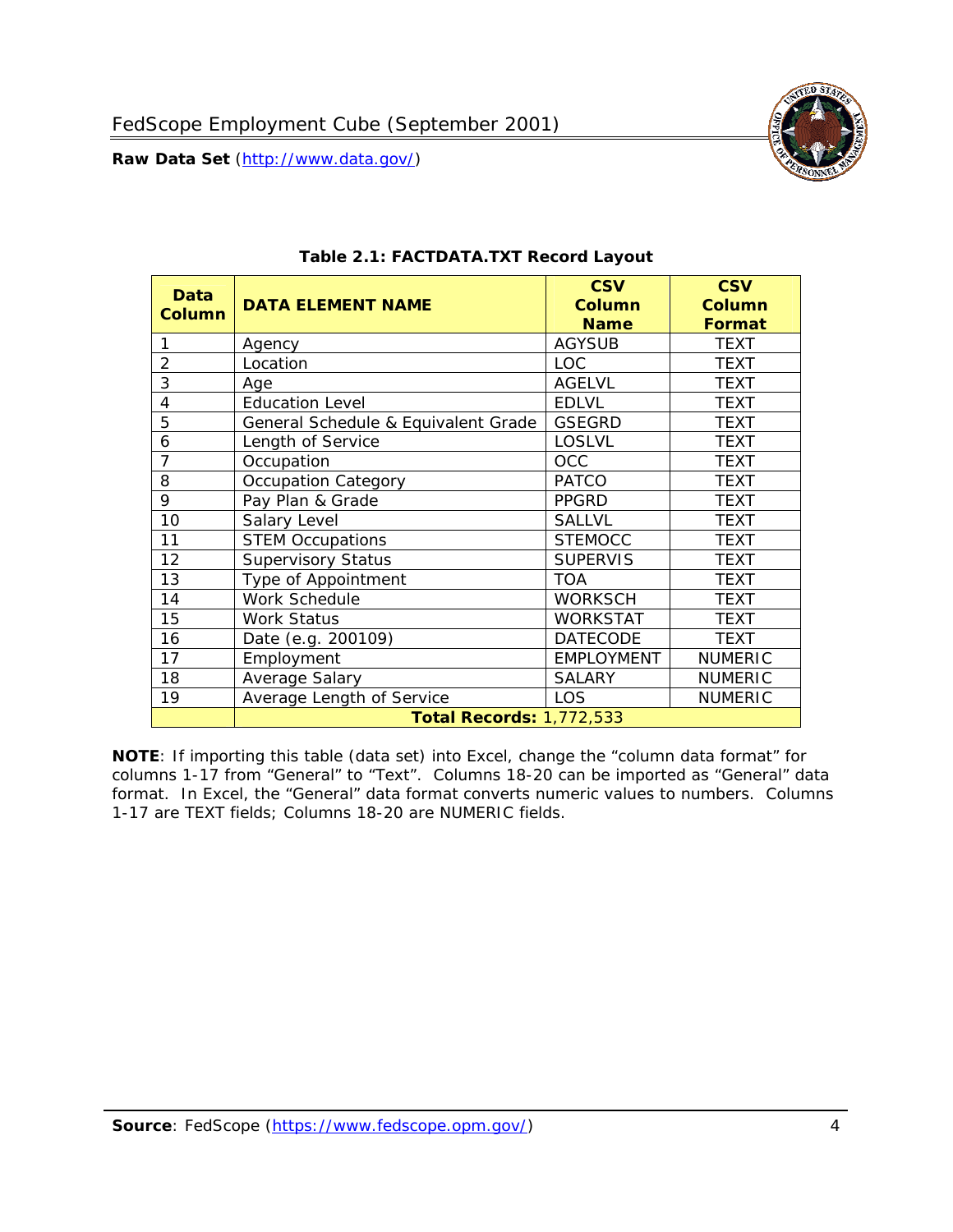**Table 2.1: FACTDATA.TXT Record Layout**

| Data Column | DATA ELEMENT NAME | CSV Column Name | CSV Column Format |
|---|---|---|---|
| 1 | Agency | AGYSUB | TEXT |
| 2 | Location | LOC | TEXT |
| 3 | Age | AGELVL | TEXT |
| 4 | Education Level | EDLVL | TEXT |
| 5 | General Schedule & Equivalent Grade | GSEGRD | TEXT |
| 6 | Length of Service | LOSLVL | TEXT |
| 7 | Occupation | OCC | TEXT |
| 8 | Occupation Category | PATCO | TEXT |
| 9 | Pay Plan & Grade | PPGRD | TEXT |
| 10 | Salary Level | SALLVL | TEXT |
| 11 | STEM Occupations | STEMOCC | TEXT |
| 12 | Supervisory Status | SUPERVIS | TEXT |
| 13 | Type of Appointment | TOA | TEXT |
| 14 | Work Schedule | WORKSCH | TEXT |
| 15 | Work Status | WORKSTAT | TEXT |
| 16 | Date (e.g. 200109) | DATECODE | TEXT |
| 17 | Employment | EMPLOYMENT | NUMERIC |
| 18 | Average Salary | SALARY | NUMERIC |
| 19 | Average Length of Service | LOS | NUMERIC |
| | **Total Records:** 1,772,533 | | |

**NOTE**: If importing this table (data set) into Excel, change the "column data format" for columns 1-17 from "General" to "Text". Columns 18-20 can be imported as "General" data format. In Excel, the "General" data format converts numeric values to numbers. Columns 1-17 are TEXT fields; Columns 18-20 are NUMERIC fields.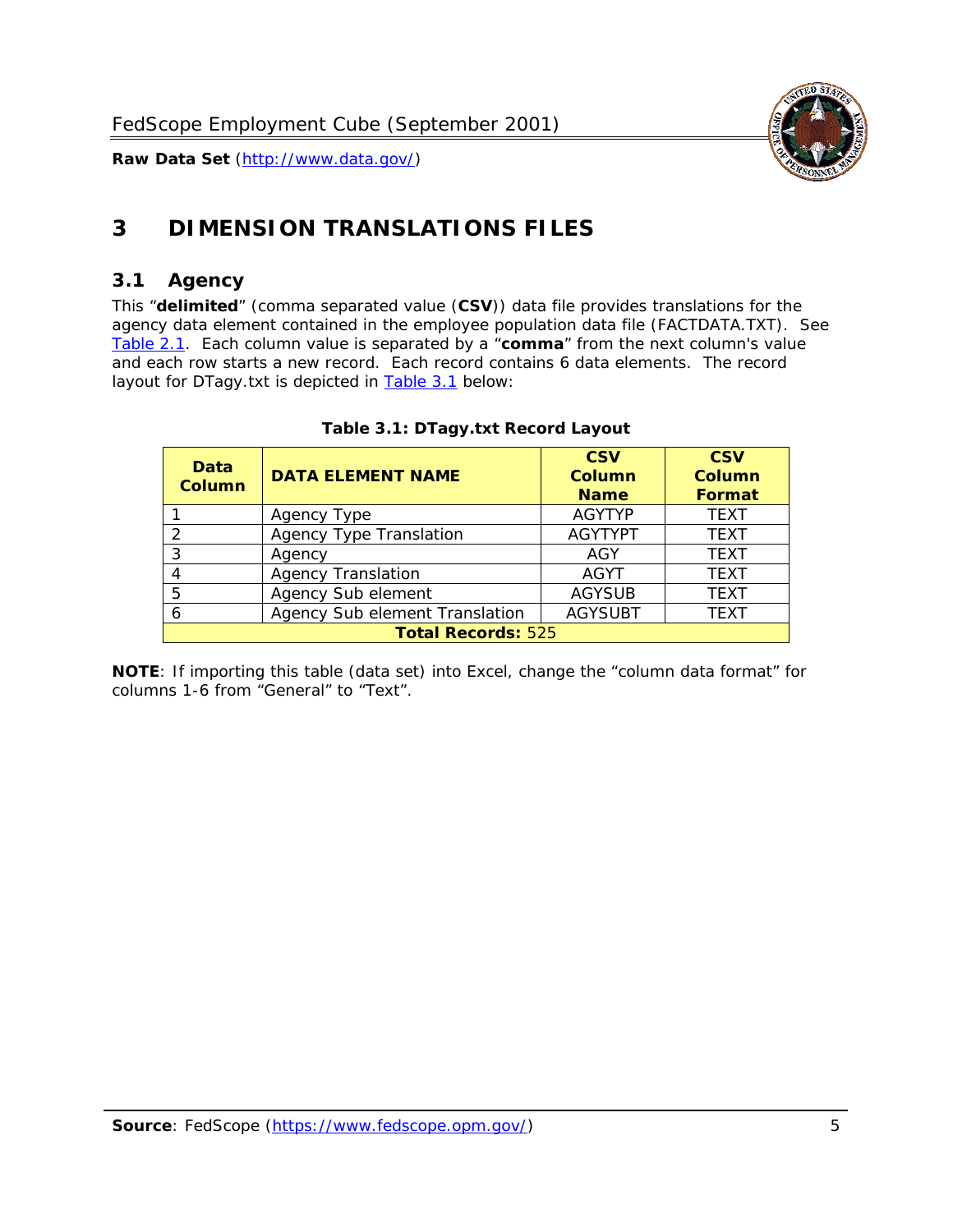# 3 DIMENSION TRANSLATIONS FILES

## 3.1 Agency

This "**delimited**" (comma separated value (**CSV**)) data file provides translations for the agency data element contained in the employee population data file (FACTDATA.TXT). See Table 2.1. Each column value is separated by a "**comma**" from the next column's value and each row starts a new record. Each record contains 6 data elements. The record layout for DTagy.txt is depicted in Table 3.1 below:

**Table 3.1: DTagy.txt Record Layout**

| Data Column | DATA ELEMENT NAME | CSV Column Name | CSV Column Format |
|---|---|---|---|
| 1 | Agency Type | AGYTYP | TEXT |
| 2 | Agency Type Translation | AGYTYPT | TEXT |
| 3 | Agency | AGY | TEXT |
| 4 | Agency Translation | AGYT | TEXT |
| 5 | Agency Sub element | AGYSUB | TEXT |
| 6 | Agency Sub element Translation | AGYSUBT | TEXT |
| **Total Records:** 525 | | | |

**NOTE**: If importing this table (data set) into Excel, change the "column data format" for columns 1-6 from "General" to "Text".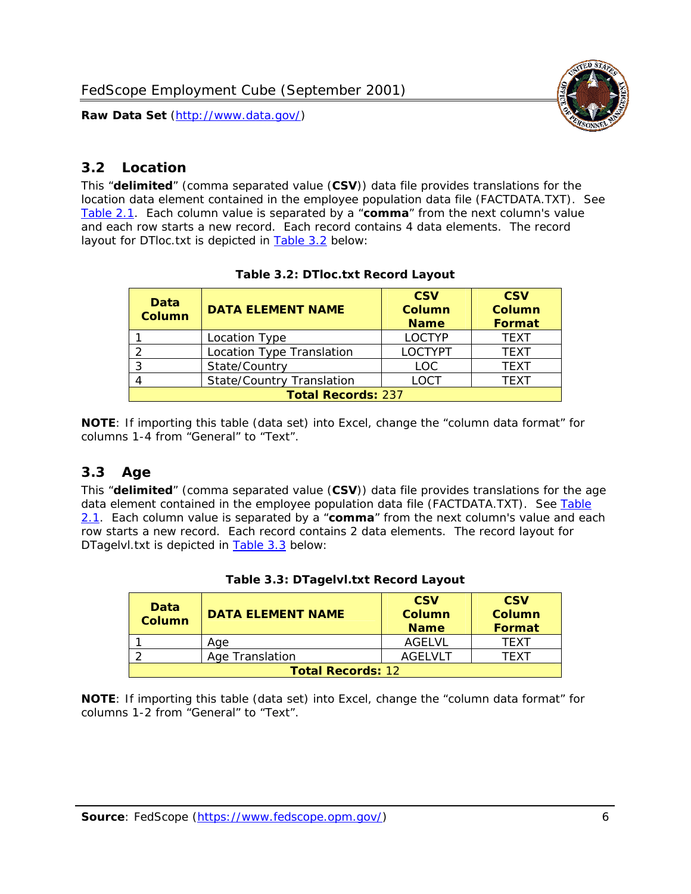## 3.2 Location

This "**delimited**" (comma separated value (**CSV**)) data file provides translations for the location data element contained in the employee population data file (FACTDATA.TXT). See Table 2.1. Each column value is separated by a "**comma**" from the next column's value and each row starts a new record. Each record contains 4 data elements. The record layout for DTloc.txt is depicted in Table 3.2 below:

**Table 3.2: DTloc.txt Record Layout**

| Data Column | DATA ELEMENT NAME | CSV Column Name | CSV Column Format |
|---|---|---|---|
| 1 | Location Type | LOCTYP | TEXT |
| 2 | Location Type Translation | LOCTYPT | TEXT |
| 3 | State/Country | LOC | TEXT |
| 4 | State/Country Translation | LOCT | TEXT |
| **Total Records:** 237 | | | |

**NOTE**: If importing this table (data set) into Excel, change the "column data format" for columns 1-4 from "General" to "Text".

## 3.3 Age

This "**delimited**" (comma separated value (**CSV**)) data file provides translations for the age data element contained in the employee population data file (FACTDATA.TXT). See Table 2.1. Each column value is separated by a "**comma**" from the next column's value and each row starts a new record. Each record contains 2 data elements. The record layout for DTagelvl.txt is depicted in Table 3.3 below:

**Table 3.3: DTagelvl.txt Record Layout**

| Data Column | DATA ELEMENT NAME | CSV Column Name | CSV Column Format |
|---|---|---|---|
| 1 | Age | AGELVL | TEXT |
| 2 | Age Translation | AGELVLT | TEXT |
| **Total Records:** 12 | | | |

**NOTE**: If importing this table (data set) into Excel, change the "column data format" for columns 1-2 from "General" to "Text".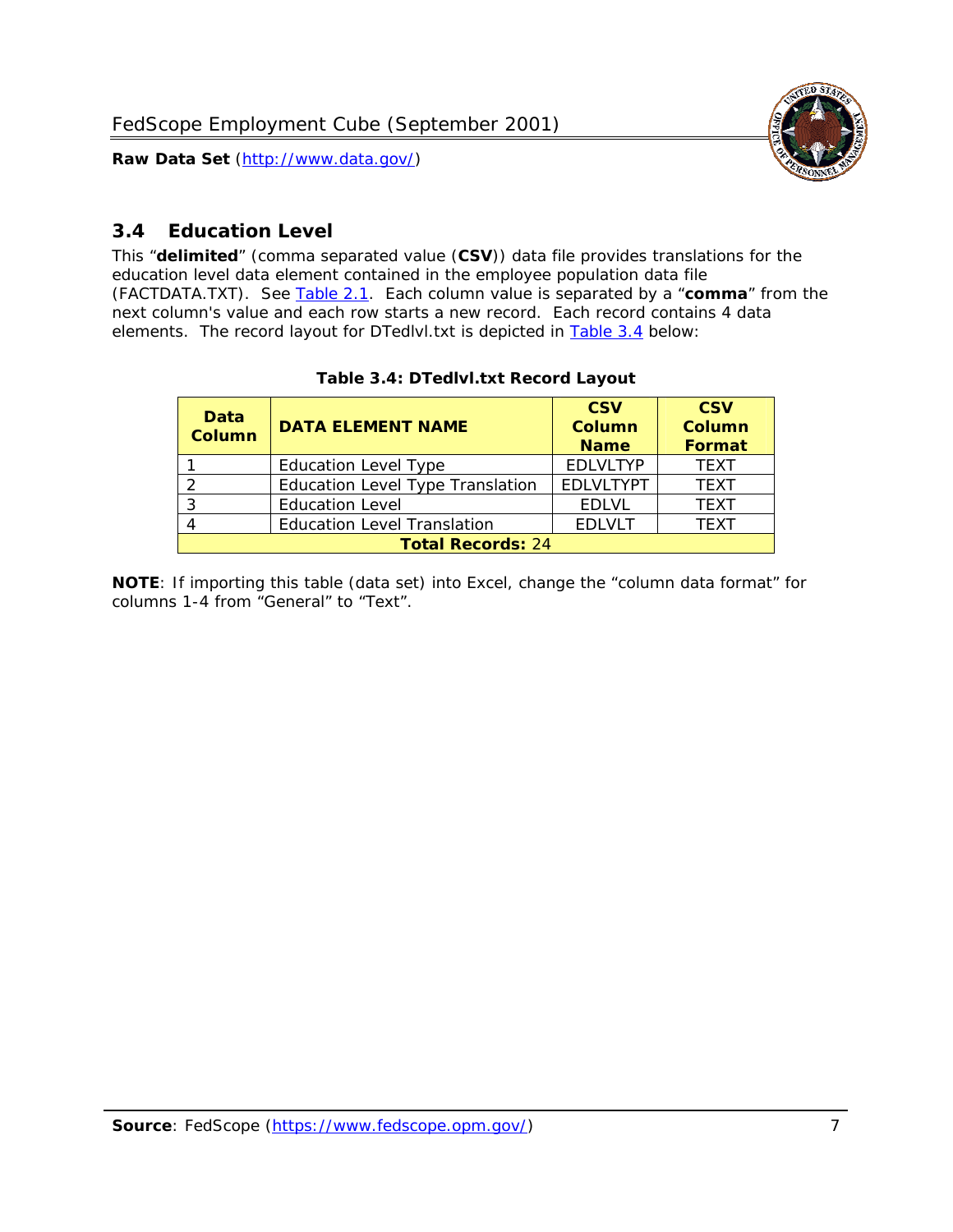## 3.4 Education Level

This "**delimited**" (comma separated value (**CSV**)) data file provides translations for the education level data element contained in the employee population data file (FACTDATA.TXT). See Table 2.1. Each column value is separated by a "**comma**" from the next column's value and each row starts a new record. Each record contains 4 data elements. The record layout for DTedlvl.txt is depicted in Table 3.4 below:

**Table 3.4: DTedlvl.txt Record Layout**

| Data Column | DATA ELEMENT NAME | CSV Column Name | CSV Column Format |
|---|---|---|---|
| 1 | Education Level Type | EDLVLTYP | TEXT |
| 2 | Education Level Type Translation | EDLVLTYPT | TEXT |
| 3 | Education Level | EDLVL | TEXT |
| 4 | Education Level Translation | EDLVLT | TEXT |
| **Total Records:** 24 | | | |

**NOTE**: If importing this table (data set) into Excel, change the "column data format" for columns 1-4 from "General" to "Text".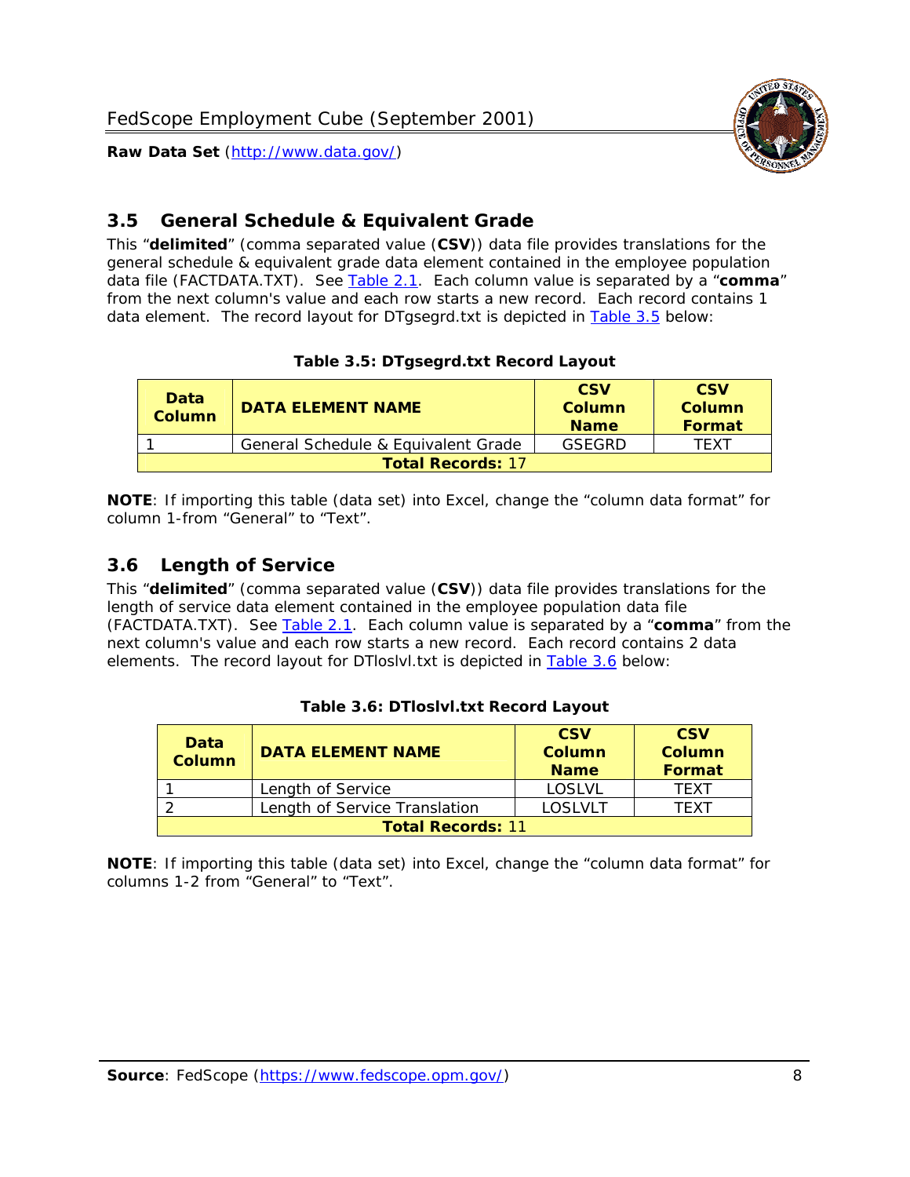## 3.5 General Schedule & Equivalent Grade

This "**delimited**" (comma separated value (**CSV**)) data file provides translations for the general schedule & equivalent grade data element contained in the employee population data file (FACTDATA.TXT). See Table 2.1. Each column value is separated by a "**comma**" from the next column's value and each row starts a new record. Each record contains 1 data element. The record layout for DTgsegrd.txt is depicted in Table 3.5 below:

**Table 3.5: DTgsegrd.txt Record Layout**

| Data Column | DATA ELEMENT NAME | CSV Column Name | CSV Column Format |
|---|---|---|---|
| 1 | General Schedule & Equivalent Grade | GSEGRD | TEXT |
| **Total Records:** 17 | | | |

**NOTE**: If importing this table (data set) into Excel, change the "column data format" for column 1-from "General" to "Text".

## 3.6 Length of Service

This "**delimited**" (comma separated value (**CSV**)) data file provides translations for the length of service data element contained in the employee population data file (FACTDATA.TXT). See Table 2.1. Each column value is separated by a "**comma**" from the next column's value and each row starts a new record. Each record contains 2 data elements. The record layout for DTloslvl.txt is depicted in Table 3.6 below:

**Table 3.6: DTloslvl.txt Record Layout**

| Data Column | DATA ELEMENT NAME | CSV Column Name | CSV Column Format |
|---|---|---|---|
| 1 | Length of Service | LOSLVL | TEXT |
| 2 | Length of Service Translation | LOSLVLT | TEXT |
| **Total Records:** 11 | | | |

**NOTE**: If importing this table (data set) into Excel, change the "column data format" for columns 1-2 from "General" to "Text".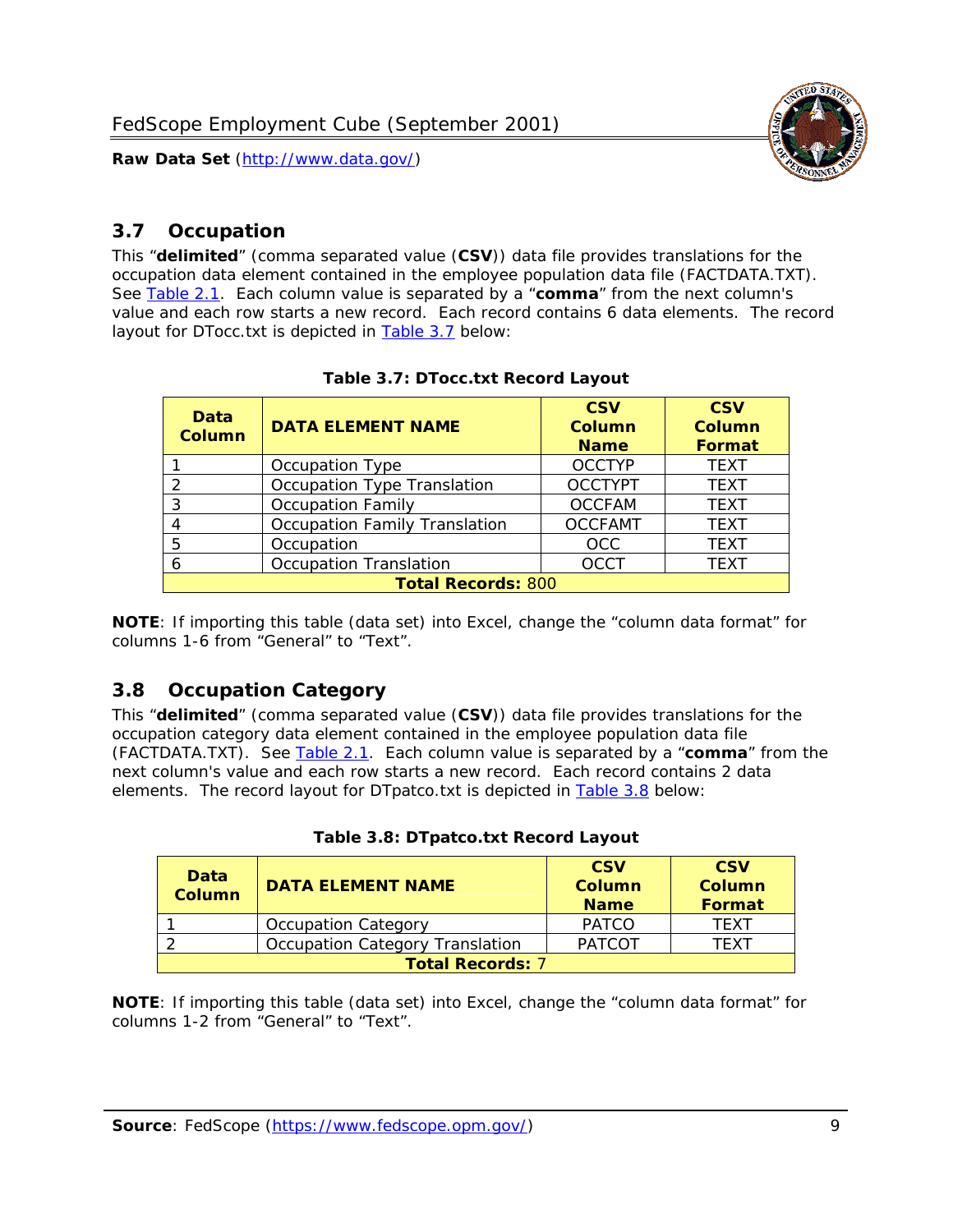## 3.7 Occupation

This "**delimited**" (comma separated value (**CSV**)) data file provides translations for the occupation data element contained in the employee population data file (FACTDATA.TXT). See Table 2.1. Each column value is separated by a "**comma**" from the next column's value and each row starts a new record. Each record contains 6 data elements. The record layout for DTocc.txt is depicted in Table 3.7 below:

**Table 3.7: DTocc.txt Record Layout**

| Data Column | DATA ELEMENT NAME | CSV Column Name | CSV Column Format |
|---|---|---|---|
| 1 | Occupation Type | OCCTYP | TEXT |
| 2 | Occupation Type Translation | OCCTYPT | TEXT |
| 3 | Occupation Family | OCCFAM | TEXT |
| 4 | Occupation Family Translation | OCCFAMT | TEXT |
| 5 | Occupation | OCC | TEXT |
| 6 | Occupation Translation | OCCT | TEXT |
| **Total Records:** 800 | | | |

**NOTE**: If importing this table (data set) into Excel, change the "column data format" for columns 1-6 from "General" to "Text".

## 3.8 Occupation Category

This "**delimited**" (comma separated value (**CSV**)) data file provides translations for the occupation category data element contained in the employee population data file (FACTDATA.TXT). See Table 2.1. Each column value is separated by a "**comma**" from the next column's value and each row starts a new record. Each record contains 2 data elements. The record layout for DTpatco.txt is depicted in Table 3.8 below:

**Table 3.8: DTpatco.txt Record Layout**

| Data Column | DATA ELEMENT NAME | CSV Column Name | CSV Column Format |
|---|---|---|---|
| 1 | Occupation Category | PATCO | TEXT |
| 2 | Occupation Category Translation | PATCOT | TEXT |
| **Total Records:** 7 | | | |

**NOTE**: If importing this table (data set) into Excel, change the "column data format" for columns 1-2 from "General" to "Text".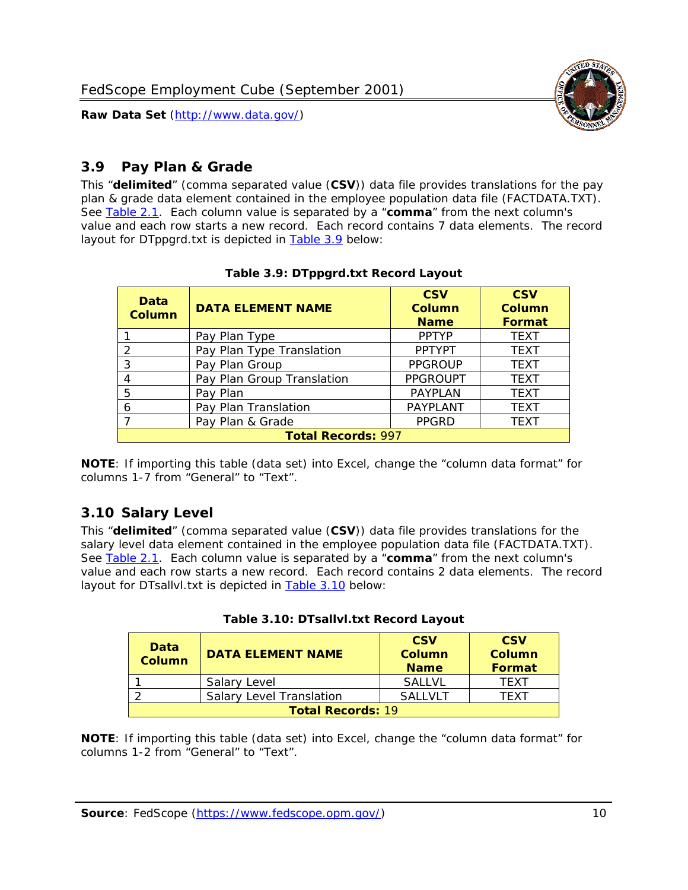## 3.9 Pay Plan & Grade

This "**delimited**" (comma separated value (**CSV**)) data file provides translations for the pay plan & grade data element contained in the employee population data file (FACTDATA.TXT). See Table 2.1. Each column value is separated by a "**comma**" from the next column's value and each row starts a new record. Each record contains 7 data elements. The record layout for DTppgrd.txt is depicted in Table 3.9 below:

**Table 3.9: DTppgrd.txt Record Layout**

| Data Column | DATA ELEMENT NAME | CSV Column Name | CSV Column Format |
|---|---|---|---|
| 1 | Pay Plan Type | PPTYP | TEXT |
| 2 | Pay Plan Type Translation | PPTYPT | TEXT |
| 3 | Pay Plan Group | PPGROUP | TEXT |
| 4 | Pay Plan Group Translation | PPGROUPT | TEXT |
| 5 | Pay Plan | PAYPLAN | TEXT |
| 6 | Pay Plan Translation | PAYPLANT | TEXT |
| 7 | Pay Plan & Grade | PPGRD | TEXT |
| **Total Records:** 997 | | | |

**NOTE**: If importing this table (data set) into Excel, change the "column data format" for columns 1-7 from "General" to "Text".

## 3.10 Salary Level

This "**delimited**" (comma separated value (**CSV**)) data file provides translations for the salary level data element contained in the employee population data file (FACTDATA.TXT). See Table 2.1. Each column value is separated by a "**comma**" from the next column's value and each row starts a new record. Each record contains 2 data elements. The record layout for DTsallvl.txt is depicted in Table 3.10 below:

**Table 3.10: DTsallvl.txt Record Layout**

| Data Column | DATA ELEMENT NAME | CSV Column Name | CSV Column Format |
|---|---|---|---|
| 1 | Salary Level | SALLVL | TEXT |
| 2 | Salary Level Translation | SALLVLT | TEXT |
| **Total Records:** 19 | | | |

**NOTE**: If importing this table (data set) into Excel, change the "column data format" for columns 1-2 from "General" to "Text".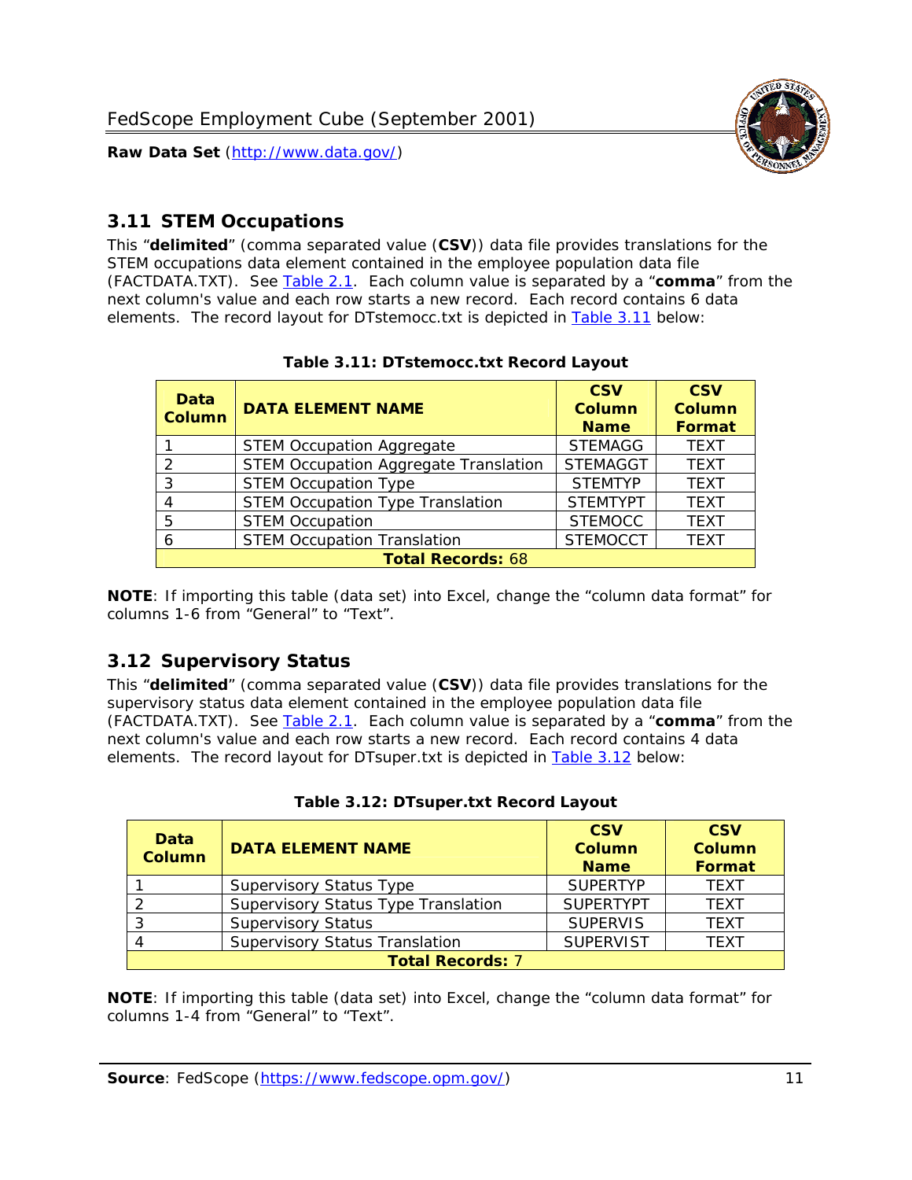## 3.11 STEM Occupations

This "**delimited**" (comma separated value (**CSV**)) data file provides translations for the STEM occupations data element contained in the employee population data file (FACTDATA.TXT). See Table 2.1. Each column value is separated by a "**comma**" from the next column's value and each row starts a new record. Each record contains 6 data elements. The record layout for DTstemocc.txt is depicted in Table 3.11 below:

**Table 3.11: DTstemocc.txt Record Layout**

| Data Column | DATA ELEMENT NAME | CSV Column Name | CSV Column Format |
|---|---|---|---|
| 1 | STEM Occupation Aggregate | STEMAGG | TEXT |
| 2 | STEM Occupation Aggregate Translation | STEMAGGT | TEXT |
| 3 | STEM Occupation Type | STEMTYP | TEXT |
| 4 | STEM Occupation Type Translation | STEMTYPT | TEXT |
| 5 | STEM Occupation | STEMOCC | TEXT |
| 6 | STEM Occupation Translation | STEMOCCT | TEXT |
| **Total Records: 68** | | | |

**NOTE**: If importing this table (data set) into Excel, change the "column data format" for columns 1-6 from "General" to "Text".

## 3.12 Supervisory Status

This "**delimited**" (comma separated value (**CSV**)) data file provides translations for the supervisory status data element contained in the employee population data file (FACTDATA.TXT). See Table 2.1. Each column value is separated by a "**comma**" from the next column's value and each row starts a new record. Each record contains 4 data elements. The record layout for DTsuper.txt is depicted in Table 3.12 below:

**Table 3.12: DTsuper.txt Record Layout**

| Data Column | DATA ELEMENT NAME | CSV Column Name | CSV Column Format |
|---|---|---|---|
| 1 | Supervisory Status Type | SUPERTYP | TEXT |
| 2 | Supervisory Status Type Translation | SUPERTYPT | TEXT |
| 3 | Supervisory Status | SUPERVIS | TEXT |
| 4 | Supervisory Status Translation | SUPERVIST | TEXT |
| **Total Records: 7** | | | |

**NOTE**: If importing this table (data set) into Excel, change the "column data format" for columns 1-4 from "General" to "Text".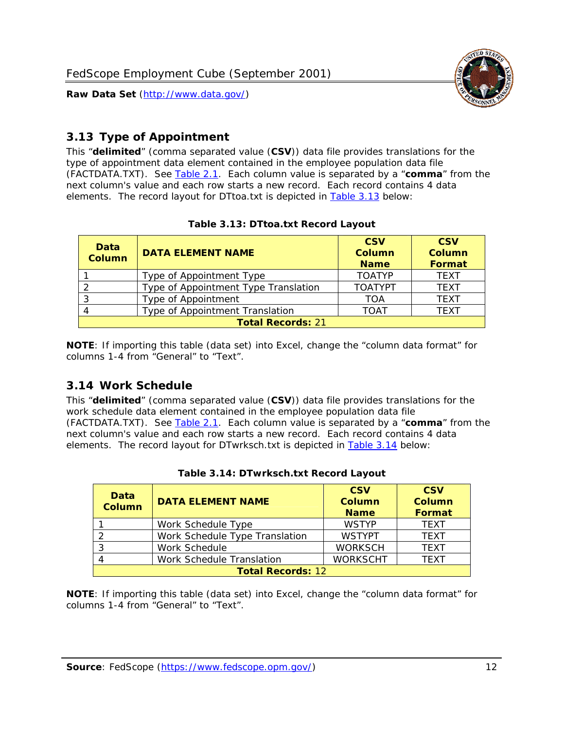## 3.13 Type of Appointment

This "**delimited**" (comma separated value (**CSV**)) data file provides translations for the type of appointment data element contained in the employee population data file (FACTDATA.TXT). See Table 2.1. Each column value is separated by a "**comma**" from the next column's value and each row starts a new record. Each record contains 4 data elements. The record layout for DTtoa.txt is depicted in Table 3.13 below:

**Table 3.13: DTtoa.txt Record Layout**

| Data Column | DATA ELEMENT NAME | CSV Column Name | CSV Column Format |
|---|---|---|---|
| 1 | Type of Appointment Type | TOATYP | TEXT |
| 2 | Type of Appointment Type Translation | TOATYPT | TEXT |
| 3 | Type of Appointment | TOA | TEXT |
| 4 | Type of Appointment Translation | TOAT | TEXT |
| **Total Records:** 21 | | | |

**NOTE**: If importing this table (data set) into Excel, change the "column data format" for columns 1-4 from "General" to "Text".

## 3.14 Work Schedule

This "**delimited**" (comma separated value (**CSV**)) data file provides translations for the work schedule data element contained in the employee population data file (FACTDATA.TXT). See Table 2.1. Each column value is separated by a "**comma**" from the next column's value and each row starts a new record. Each record contains 4 data elements. The record layout for DTwrksch.txt is depicted in Table 3.14 below:

**Table 3.14: DTwrksch.txt Record Layout**

| Data Column | DATA ELEMENT NAME | CSV Column Name | CSV Column Format |
|---|---|---|---|
| 1 | Work Schedule Type | WSTYP | TEXT |
| 2 | Work Schedule Type Translation | WSTYPT | TEXT |
| 3 | Work Schedule | WORKSCH | TEXT |
| 4 | Work Schedule Translation | WORKSCHT | TEXT |
| **Total Records:** 12 | | | |

**NOTE**: If importing this table (data set) into Excel, change the "column data format" for columns 1-4 from "General" to "Text".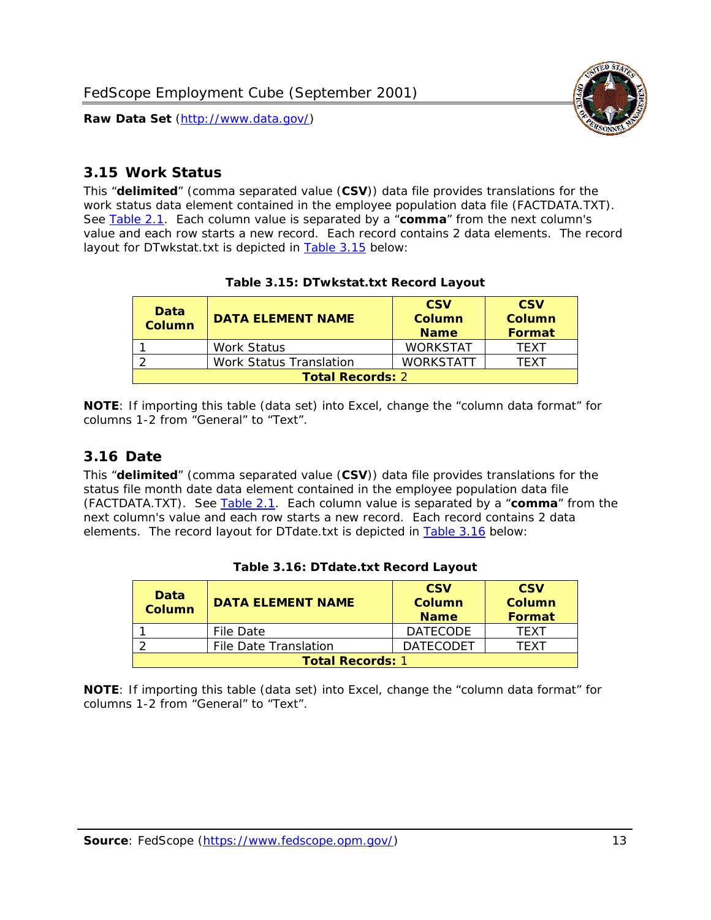## 3.15 Work Status

This "**delimited**" (comma separated value (**CSV**)) data file provides translations for the work status data element contained in the employee population data file (FACTDATA.TXT). See [Table 2.1](#). Each column value is separated by a "**comma**" from the next column's value and each row starts a new record. Each record contains 2 data elements. The record layout for DTwkstat.txt is depicted in [Table 3.15](#) below:

**Table 3.15: DTwkstat.txt Record Layout**

| Data Column | DATA ELEMENT NAME | CSV Column Name | CSV Column Format |
|---|---|---|---|
| 1 | Work Status | WORKSTAT | TEXT |
| 2 | Work Status Translation | WORKSTATT | TEXT |
| **Total Records:** 2 | | | |

**NOTE**: If importing this table (data set) into Excel, change the "column data format" for columns 1-2 from "General" to "Text".

## 3.16 Date

This "**delimited**" (comma separated value (**CSV**)) data file provides translations for the status file month date data element contained in the employee population data file (FACTDATA.TXT). See [Table 2.1](#). Each column value is separated by a "**comma**" from the next column's value and each row starts a new record. Each record contains 2 data elements. The record layout for DTdate.txt is depicted in [Table 3.16](#) below:

**Table 3.16: DTdate.txt Record Layout**

| Data Column | DATA ELEMENT NAME | CSV Column Name | CSV Column Format |
|---|---|---|---|
| 1 | File Date | DATECODE | TEXT |
| 2 | File Date Translation | DATECODET | TEXT |
| **Total Records:** 1 | | | |

**NOTE**: If importing this table (data set) into Excel, change the "column data format" for columns 1-2 from "General" to "Text".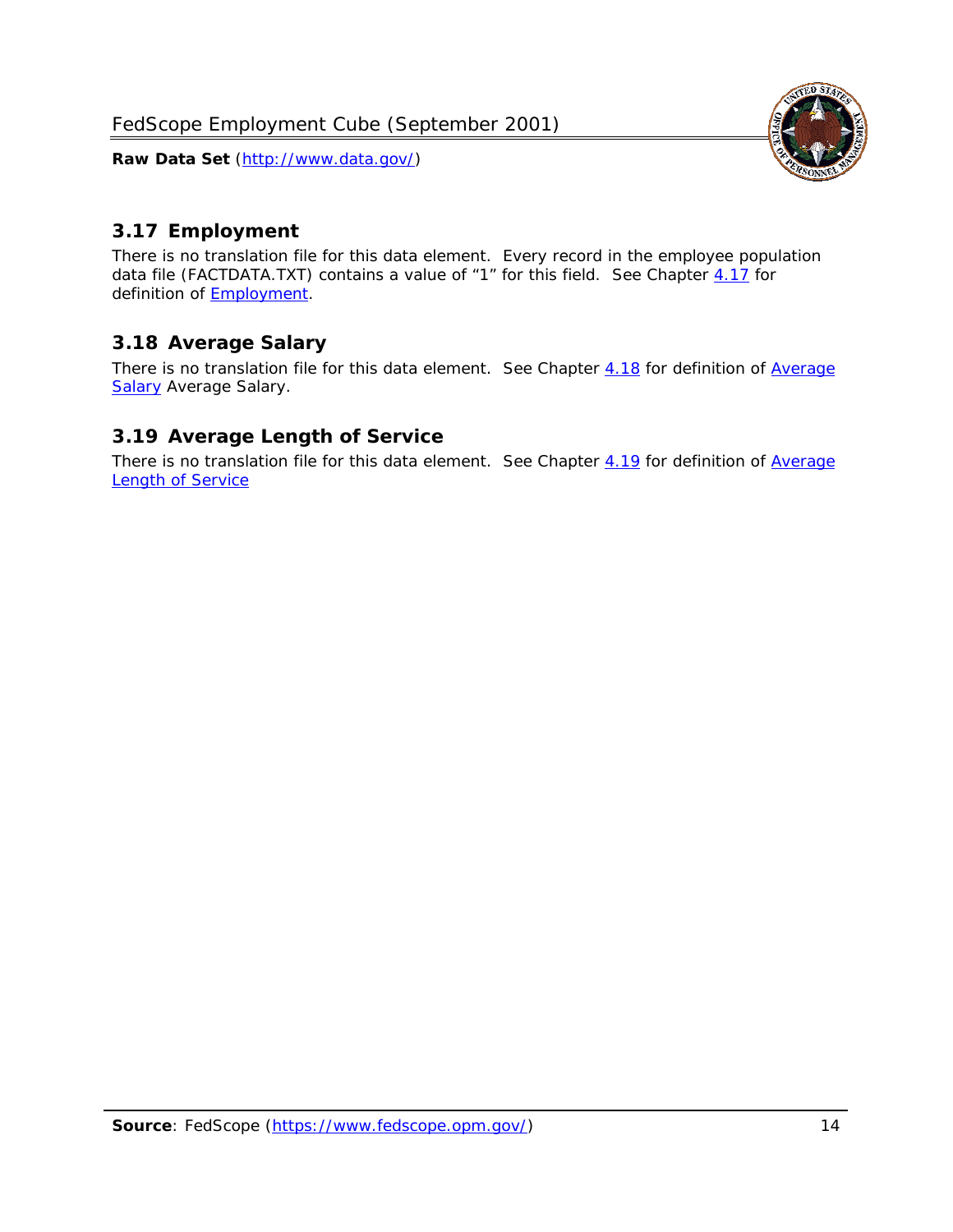## 3.17 Employment

There is no translation file for this data element. Every record in the employee population data file (FACTDATA.TXT) contains a value of "1" for this field. See Chapter 4.17 for definition of Employment.

## 3.18 Average Salary

There is no translation file for this data element. See Chapter 4.18 for definition of Average Salary Average Salary.

## 3.19 Average Length of Service

There is no translation file for this data element. See Chapter 4.19 for definition of Average Length of Service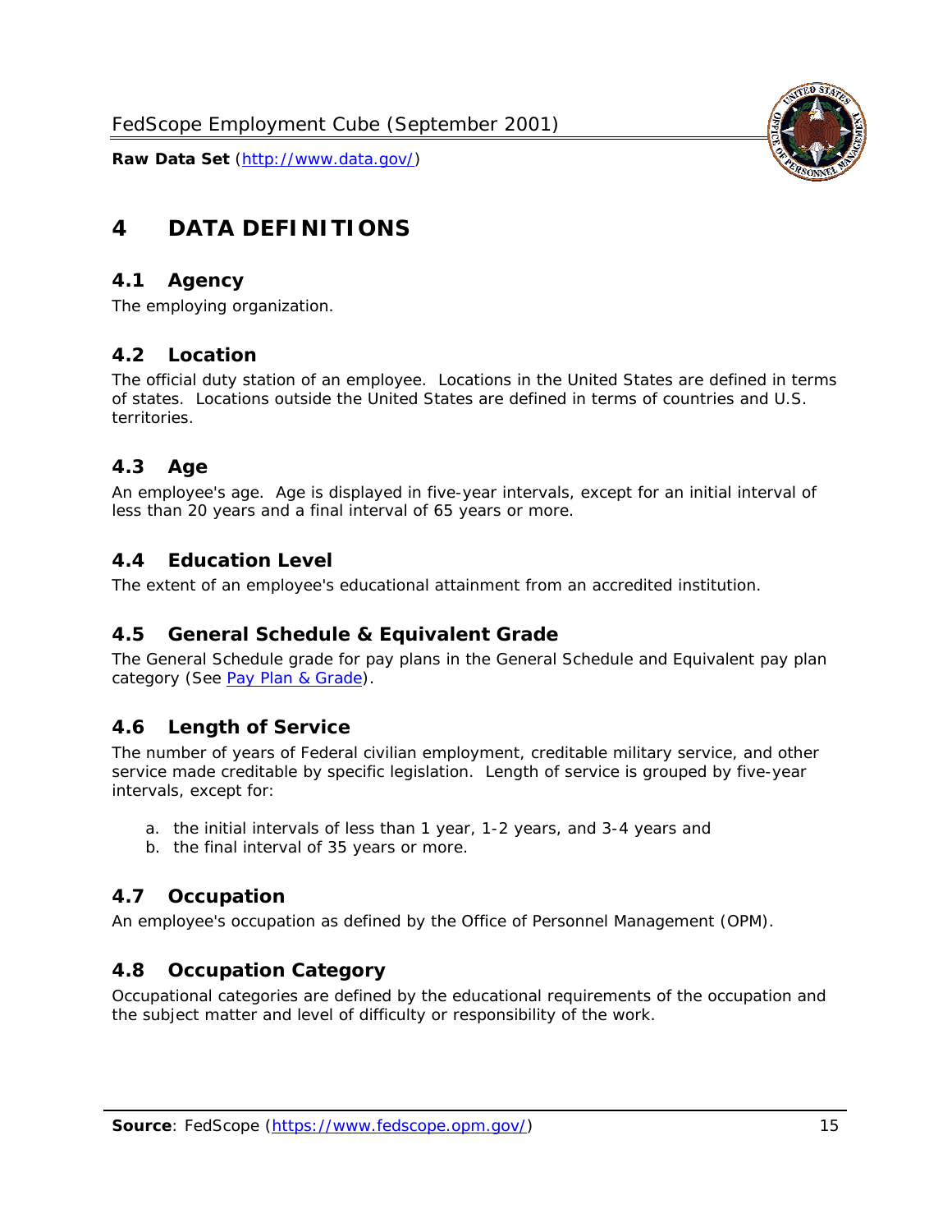# 4 DATA DEFINITIONS

## 4.1 Agency

The employing organization.

## 4.2 Location

The official duty station of an employee. Locations in the United States are defined in terms of states. Locations outside the United States are defined in terms of countries and U.S. territories.

## 4.3 Age

An employee's age. Age is displayed in five-year intervals, except for an initial interval of less than 20 years and a final interval of 65 years or more.

## 4.4 Education Level

The extent of an employee's educational attainment from an accredited institution.

## 4.5 General Schedule & Equivalent Grade

The General Schedule grade for pay plans in the General Schedule and Equivalent pay plan category (See Pay Plan & Grade).

## 4.6 Length of Service

The number of years of Federal civilian employment, creditable military service, and other service made creditable by specific legislation. Length of service is grouped by five-year intervals, except for:

a. the initial intervals of less than 1 year, 1-2 years, and 3-4 years and
b. the final interval of 35 years or more.

## 4.7 Occupation

An employee's occupation as defined by the Office of Personnel Management (OPM).

## 4.8 Occupation Category

Occupational categories are defined by the educational requirements of the occupation and the subject matter and level of difficulty or responsibility of the work.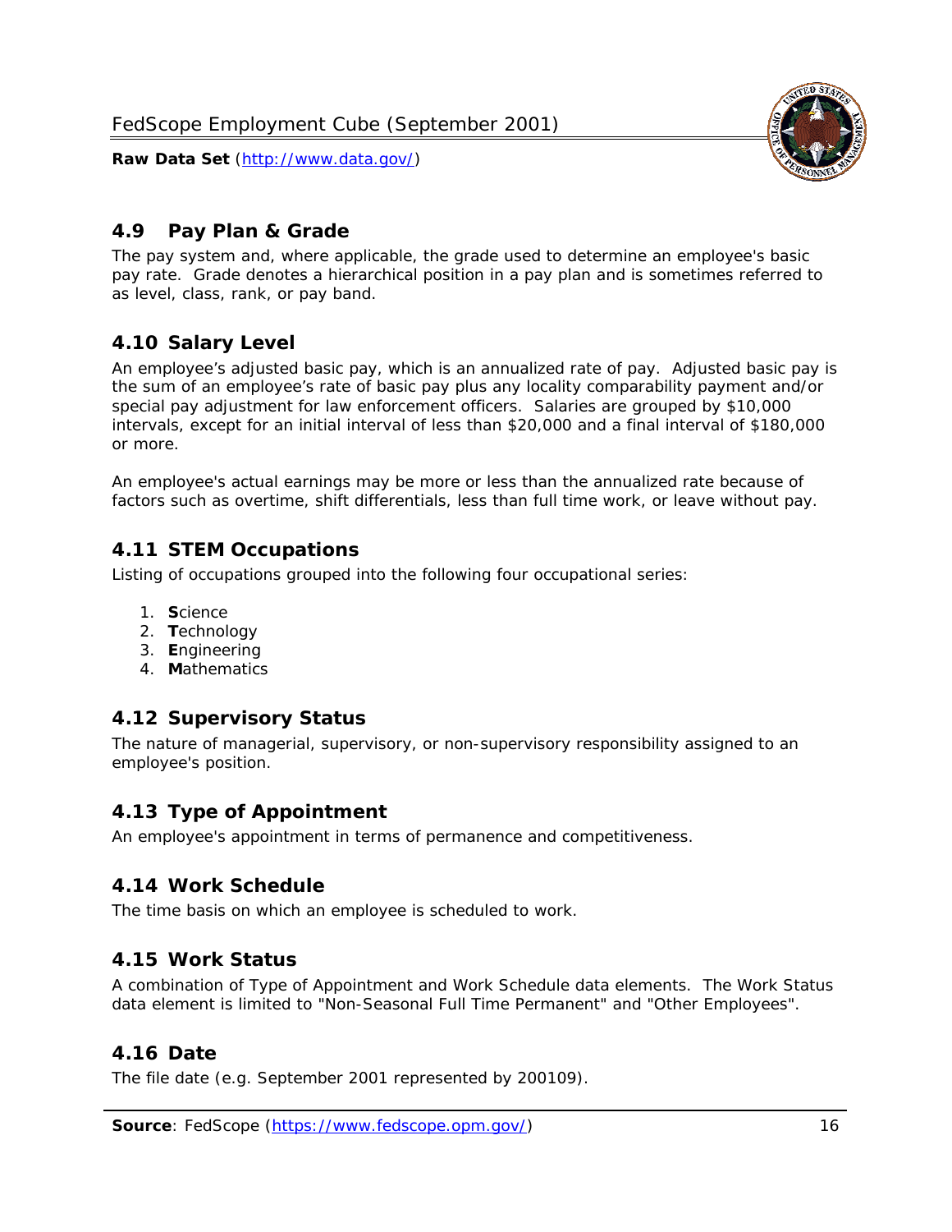## 4.9 Pay Plan & Grade

The pay system and, where applicable, the grade used to determine an employee's basic pay rate. Grade denotes a hierarchical position in a pay plan and is sometimes referred to as level, class, rank, or pay band.

## 4.10 Salary Level

An employee's adjusted basic pay, which is an annualized rate of pay. Adjusted basic pay is the sum of an employee's rate of basic pay plus any locality comparability payment and/or special pay adjustment for law enforcement officers. Salaries are grouped by $10,000 intervals, except for an initial interval of less than $20,000 and a final interval of $180,000 or more.

An employee's actual earnings may be more or less than the annualized rate because of factors such as overtime, shift differentials, less than full time work, or leave without pay.

## 4.11 STEM Occupations

Listing of occupations grouped into the following four occupational series:

1. **S**cience
2. **T**echnology
3. **E**ngineering
4. **M**athematics

## 4.12 Supervisory Status

The nature of managerial, supervisory, or non-supervisory responsibility assigned to an employee's position.

## 4.13 Type of Appointment

An employee's appointment in terms of permanence and competitiveness.

## 4.14 Work Schedule

The time basis on which an employee is scheduled to work.

## 4.15 Work Status

A combination of Type of Appointment and Work Schedule data elements. The Work Status data element is limited to "Non-Seasonal Full Time Permanent" and "Other Employees".

## 4.16 Date

The file date (e.g. September 2001 represented by 200109).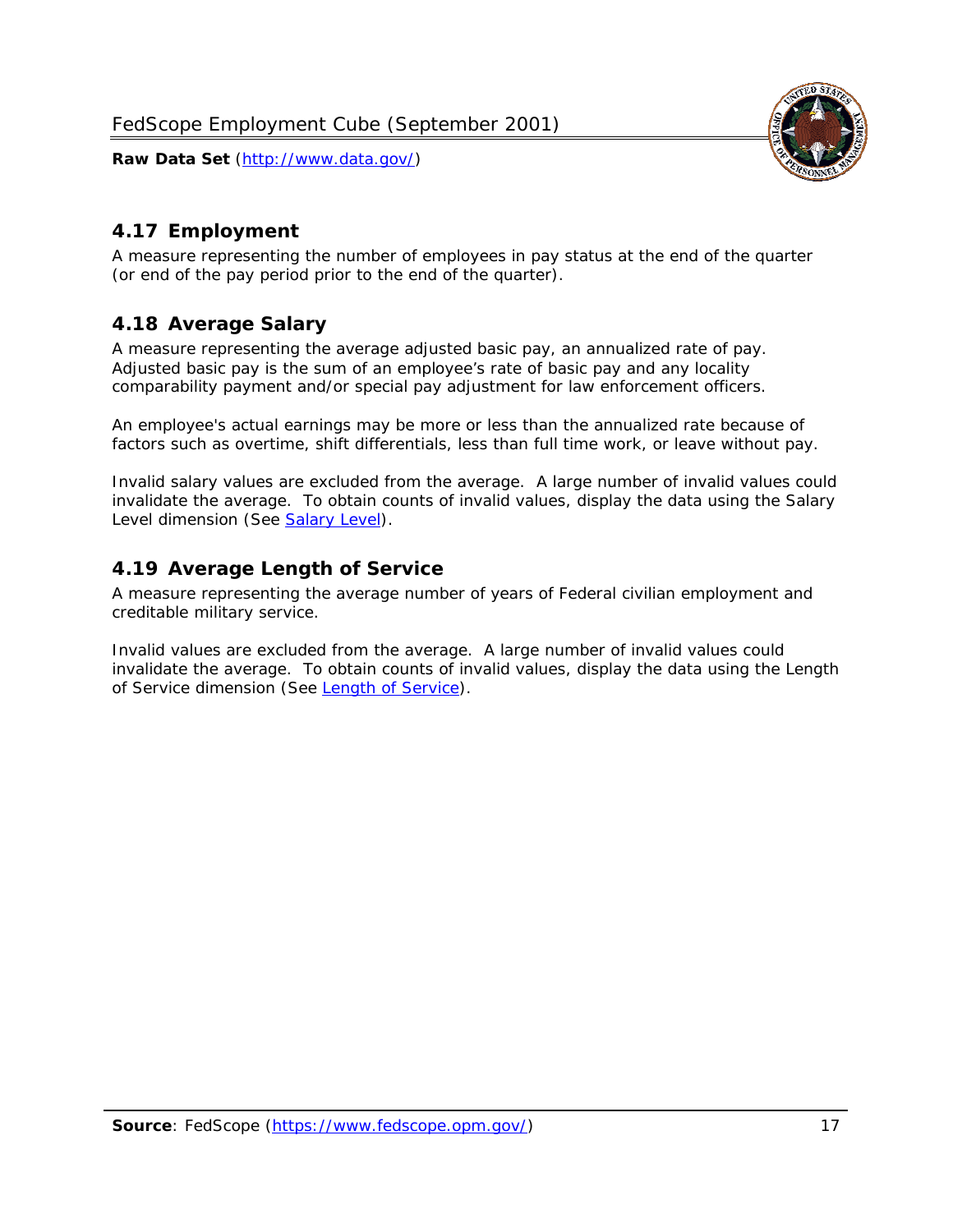## 4.17 Employment

A measure representing the number of employees in pay status at the end of the quarter (or end of the pay period prior to the end of the quarter).

## 4.18 Average Salary

A measure representing the average adjusted basic pay, an annualized rate of pay. Adjusted basic pay is the sum of an employee's rate of basic pay and any locality comparability payment and/or special pay adjustment for law enforcement officers.

An employee's actual earnings may be more or less than the annualized rate because of factors such as overtime, shift differentials, less than full time work, or leave without pay.

Invalid salary values are excluded from the average. A large number of invalid values could invalidate the average. To obtain counts of invalid values, display the data using the Salary Level dimension (See Salary Level).

## 4.19 Average Length of Service

A measure representing the average number of years of Federal civilian employment and creditable military service.

Invalid values are excluded from the average. A large number of invalid values could invalidate the average. To obtain counts of invalid values, display the data using the Length of Service dimension (See Length of Service).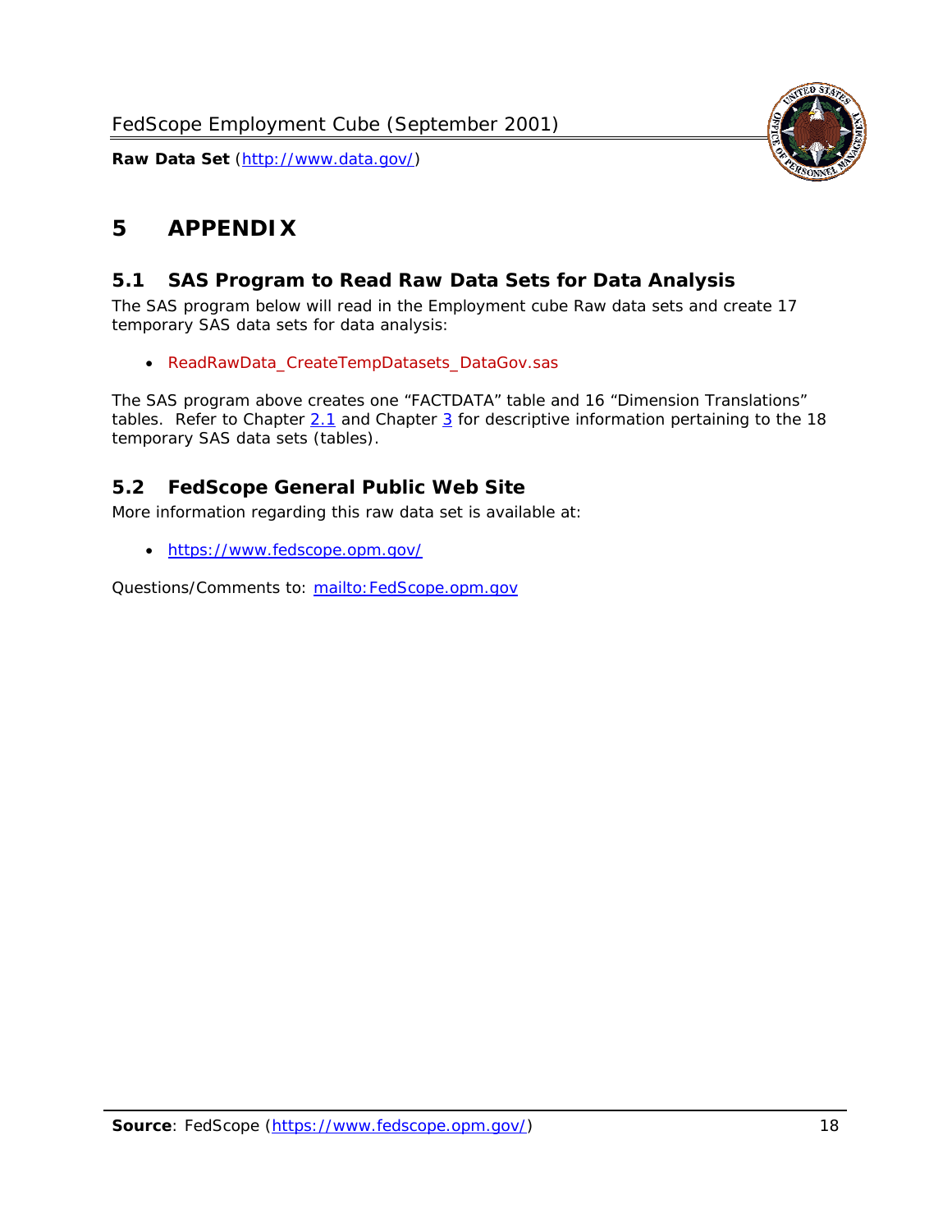# 5 APPENDIX

## 5.1 SAS Program to Read Raw Data Sets for Data Analysis

The SAS program below will read in the Employment cube Raw data sets and create 17 temporary SAS data sets for data analysis:

- ReadRawData_CreateTempDatasets_DataGov.sas

The SAS program above creates one "FACTDATA" table and 16 "Dimension Translations" tables. Refer to Chapter 2.1 and Chapter 3 for descriptive information pertaining to the 18 temporary SAS data sets (tables).

## 5.2 FedScope General Public Web Site

More information regarding this raw data set is available at:

- https://www.fedscope.opm.gov/

Questions/Comments to: mailto:FedScope.opm.gov